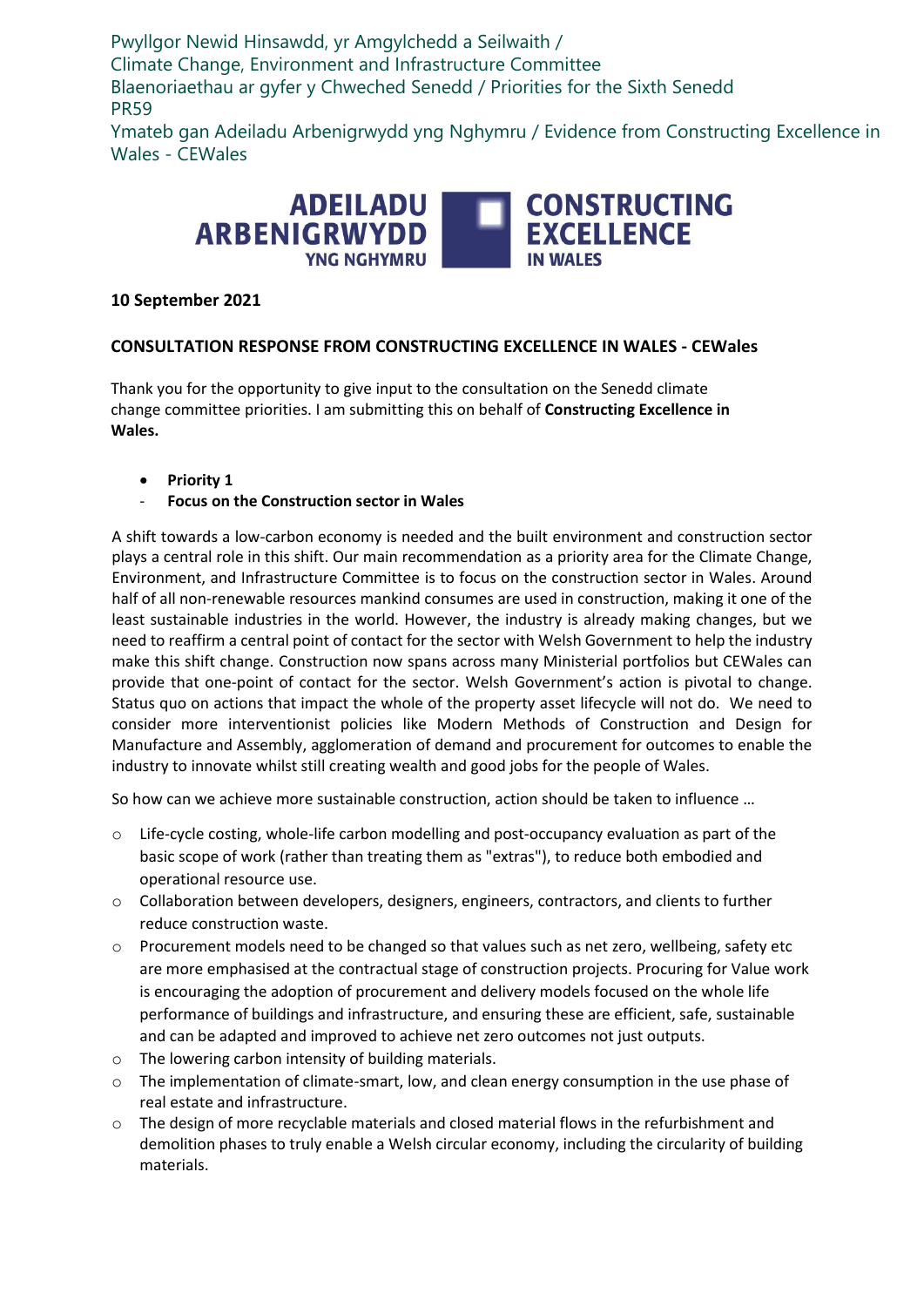Pwyllgor Newid Hinsawdd, yr Amgylchedd a Seilwaith /
Climate Change, Environment and Infrastructure Committee
Blaenoriaethau ar gyfer y Chweched Senedd / Priorities for the Sixth Senedd
PR59
Ymateb gan Adeiladu Arbenigrwydd yng Nghymru / Evidence from Constructing Excellence in Wales - CEWales

**ADEILADU ARBENIGRWYDD YNG NGHYMRU | CONSTRUCTING EXCELLENCE IN WALES**

**10 September 2021**

**CONSULTATION RESPONSE FROM CONSTRUCTING EXCELLENCE IN WALES - CEWales**

Thank you for the opportunity to give input to the consultation on the Senedd climate change committee priorities. I am submitting this on behalf of **Constructing Excellence in Wales.**

- **Priority 1**
- **Focus on the Construction sector in Wales**

A shift towards a low-carbon economy is needed and the built environment and construction sector plays a central role in this shift. Our main recommendation as a priority area for the Climate Change, Environment, and Infrastructure Committee is to focus on the construction sector in Wales. Around half of all non-renewable resources mankind consumes are used in construction, making it one of the least sustainable industries in the world. However, the industry is already making changes, but we need to reaffirm a central point of contact for the sector with Welsh Government to help the industry make this shift change. Construction now spans across many Ministerial portfolios but CEWales can provide that one-point of contact for the sector. Welsh Government's action is pivotal to change. Status quo on actions that impact the whole of the property asset lifecycle will not do. We need to consider more interventionist policies like Modern Methods of Construction and Design for Manufacture and Assembly, agglomeration of demand and procurement for outcomes to enable the industry to innovate whilst still creating wealth and good jobs for the people of Wales.

So how can we achieve more sustainable construction, action should be taken to influence …

- Life-cycle costing, whole-life carbon modelling and post-occupancy evaluation as part of the basic scope of work (rather than treating them as "extras"), to reduce both embodied and operational resource use.
- Collaboration between developers, designers, engineers, contractors, and clients to further reduce construction waste.
- Procurement models need to be changed so that values such as net zero, wellbeing, safety etc are more emphasised at the contractual stage of construction projects. Procuring for Value work is encouraging the adoption of procurement and delivery models focused on the whole life performance of buildings and infrastructure, and ensuring these are efficient, safe, sustainable and can be adapted and improved to achieve net zero outcomes not just outputs.
- The lowering carbon intensity of building materials.
- The implementation of climate-smart, low, and clean energy consumption in the use phase of real estate and infrastructure.
- The design of more recyclable materials and closed material flows in the refurbishment and demolition phases to truly enable a Welsh circular economy, including the circularity of building materials.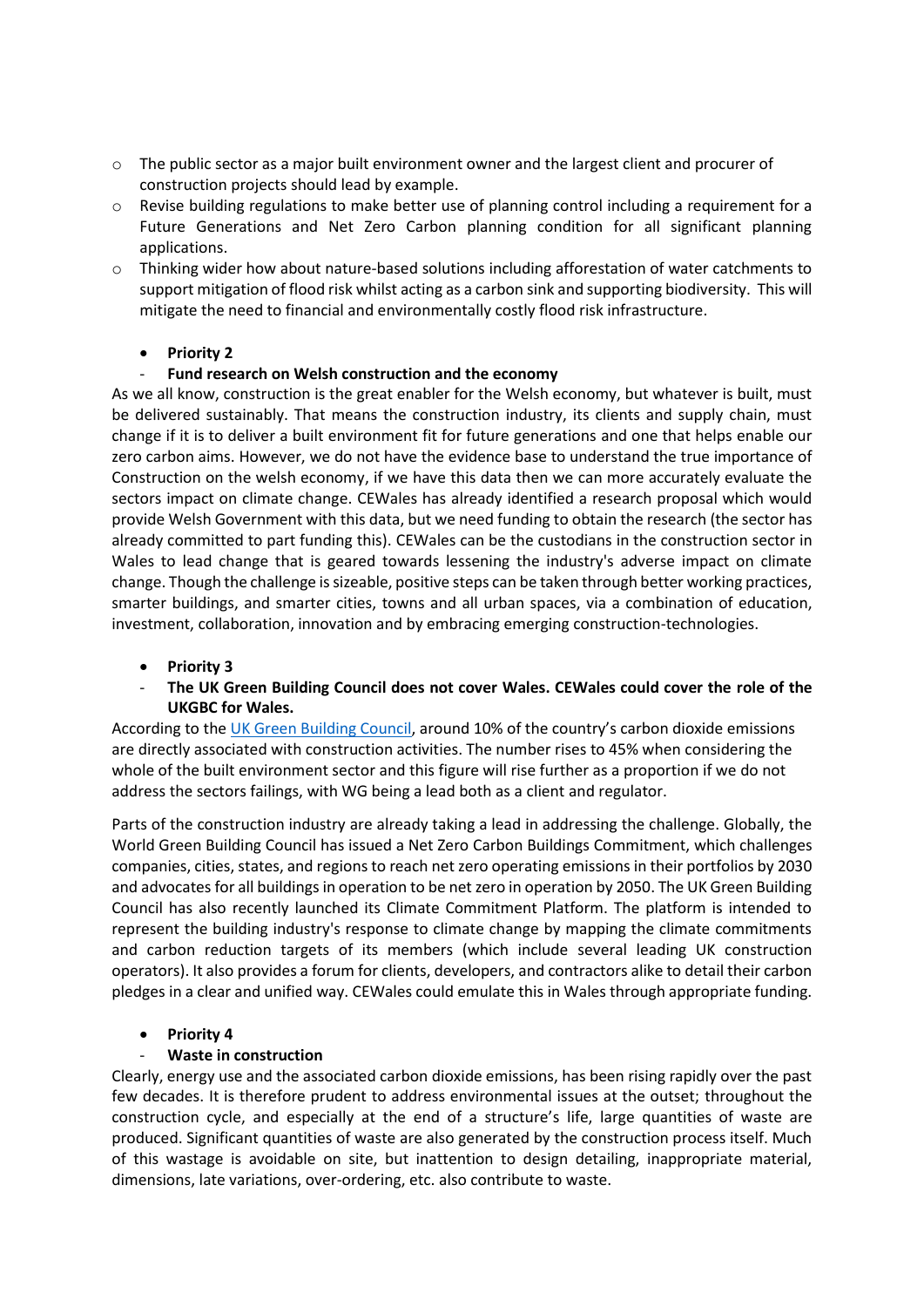- The public sector as a major built environment owner and the largest client and procurer of construction projects should lead by example.
- Revise building regulations to make better use of planning control including a requirement for a Future Generations and Net Zero Carbon planning condition for all significant planning applications.
- Thinking wider how about nature-based solutions including afforestation of water catchments to support mitigation of flood risk whilst acting as a carbon sink and supporting biodiversity. This will mitigate the need to financial and environmentally costly flood risk infrastructure.

- **Priority 2**

- **Fund research on Welsh construction and the economy**

As we all know, construction is the great enabler for the Welsh economy, but whatever is built, must be delivered sustainably. That means the construction industry, its clients and supply chain, must change if it is to deliver a built environment fit for future generations and one that helps enable our zero carbon aims. However, we do not have the evidence base to understand the true importance of Construction on the welsh economy, if we have this data then we can more accurately evaluate the sectors impact on climate change. CEWales has already identified a research proposal which would provide Welsh Government with this data, but we need funding to obtain the research (the sector has already committed to part funding this). CEWales can be the custodians in the construction sector in Wales to lead change that is geared towards lessening the industry's adverse impact on climate change. Though the challenge is sizeable, positive steps can be taken through better working practices, smarter buildings, and smarter cities, towns and all urban spaces, via a combination of education, investment, collaboration, innovation and by embracing emerging construction-technologies.

- **Priority 3**

- **The UK Green Building Council does not cover Wales. CEWales could cover the role of the UKGBC for Wales.**

According to the UK Green Building Council, around 10% of the country's carbon dioxide emissions are directly associated with construction activities. The number rises to 45% when considering the whole of the built environment sector and this figure will rise further as a proportion if we do not address the sectors failings, with WG being a lead both as a client and regulator.

Parts of the construction industry are already taking a lead in addressing the challenge. Globally, the World Green Building Council has issued a Net Zero Carbon Buildings Commitment, which challenges companies, cities, states, and regions to reach net zero operating emissions in their portfolios by 2030 and advocates for all buildings in operation to be net zero in operation by 2050. The UK Green Building Council has also recently launched its Climate Commitment Platform. The platform is intended to represent the building industry's response to climate change by mapping the climate commitments and carbon reduction targets of its members (which include several leading UK construction operators). It also provides a forum for clients, developers, and contractors alike to detail their carbon pledges in a clear and unified way. CEWales could emulate this in Wales through appropriate funding.

- **Priority 4**

- **Waste in construction**

Clearly, energy use and the associated carbon dioxide emissions, has been rising rapidly over the past few decades. It is therefore prudent to address environmental issues at the outset; throughout the construction cycle, and especially at the end of a structure's life, large quantities of waste are produced. Significant quantities of waste are also generated by the construction process itself. Much of this wastage is avoidable on site, but inattention to design detailing, inappropriate material, dimensions, late variations, over-ordering, etc. also contribute to waste.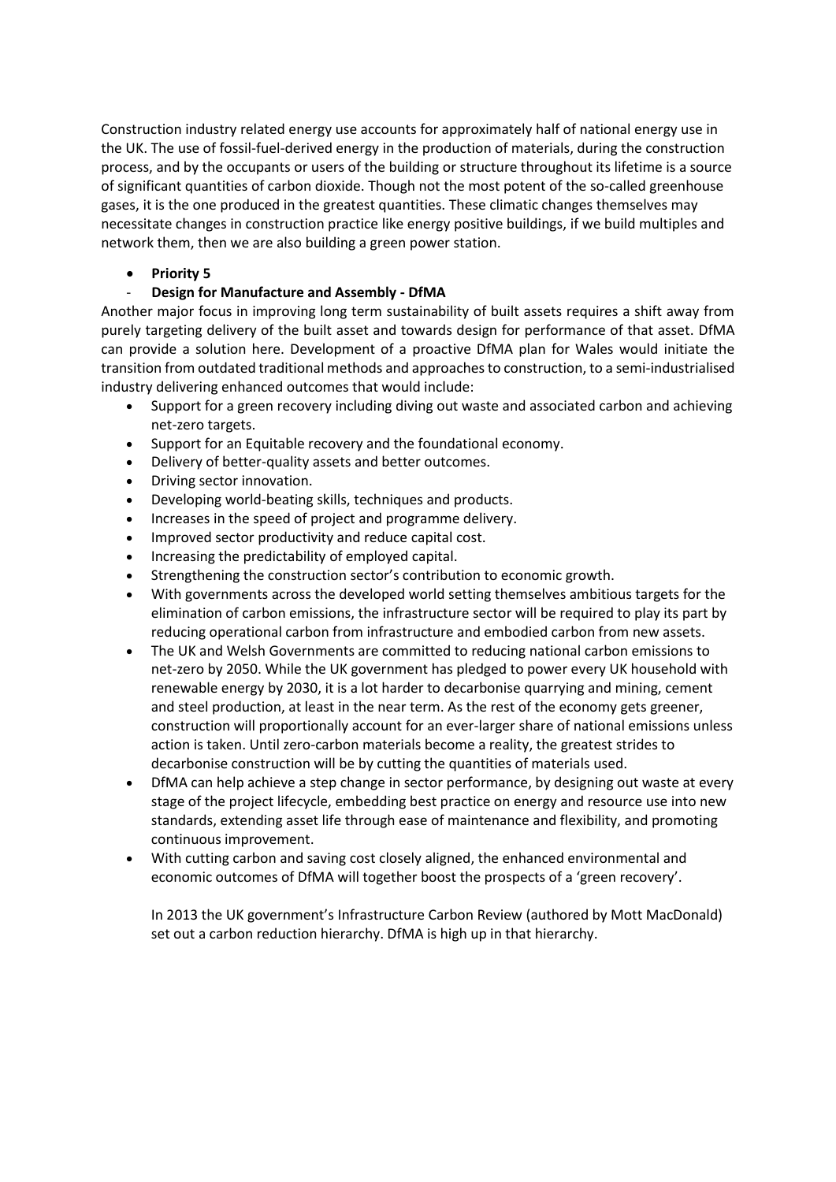Construction industry related energy use accounts for approximately half of national energy use in the UK. The use of fossil-fuel-derived energy in the production of materials, during the construction process, and by the occupants or users of the building or structure throughout its lifetime is a source of significant quantities of carbon dioxide. Though not the most potent of the so-called greenhouse gases, it is the one produced in the greatest quantities. These climatic changes themselves may necessitate changes in construction practice like energy positive buildings, if we build multiples and network them, then we are also building a green power station.

- **Priority 5**

- **Design for Manufacture and Assembly - DfMA**

Another major focus in improving long term sustainability of built assets requires a shift away from purely targeting delivery of the built asset and towards design for performance of that asset. DfMA can provide a solution here. Development of a proactive DfMA plan for Wales would initiate the transition from outdated traditional methods and approaches to construction, to a semi-industrialised industry delivering enhanced outcomes that would include:

- Support for a green recovery including diving out waste and associated carbon and achieving net-zero targets.
- Support for an Equitable recovery and the foundational economy.
- Delivery of better-quality assets and better outcomes.
- Driving sector innovation.
- Developing world-beating skills, techniques and products.
- Increases in the speed of project and programme delivery.
- Improved sector productivity and reduce capital cost.
- Increasing the predictability of employed capital.
- Strengthening the construction sector's contribution to economic growth.
- With governments across the developed world setting themselves ambitious targets for the elimination of carbon emissions, the infrastructure sector will be required to play its part by reducing operational carbon from infrastructure and embodied carbon from new assets.
- The UK and Welsh Governments are committed to reducing national carbon emissions to net-zero by 2050. While the UK government has pledged to power every UK household with renewable energy by 2030, it is a lot harder to decarbonise quarrying and mining, cement and steel production, at least in the near term. As the rest of the economy gets greener, construction will proportionally account for an ever-larger share of national emissions unless action is taken. Until zero-carbon materials become a reality, the greatest strides to decarbonise construction will be by cutting the quantities of materials used.
- DfMA can help achieve a step change in sector performance, by designing out waste at every stage of the project lifecycle, embedding best practice on energy and resource use into new standards, extending asset life through ease of maintenance and flexibility, and promoting continuous improvement.
- With cutting carbon and saving cost closely aligned, the enhanced environmental and economic outcomes of DfMA will together boost the prospects of a 'green recovery'.

In 2013 the UK government's Infrastructure Carbon Review (authored by Mott MacDonald) set out a carbon reduction hierarchy. DfMA is high up in that hierarchy.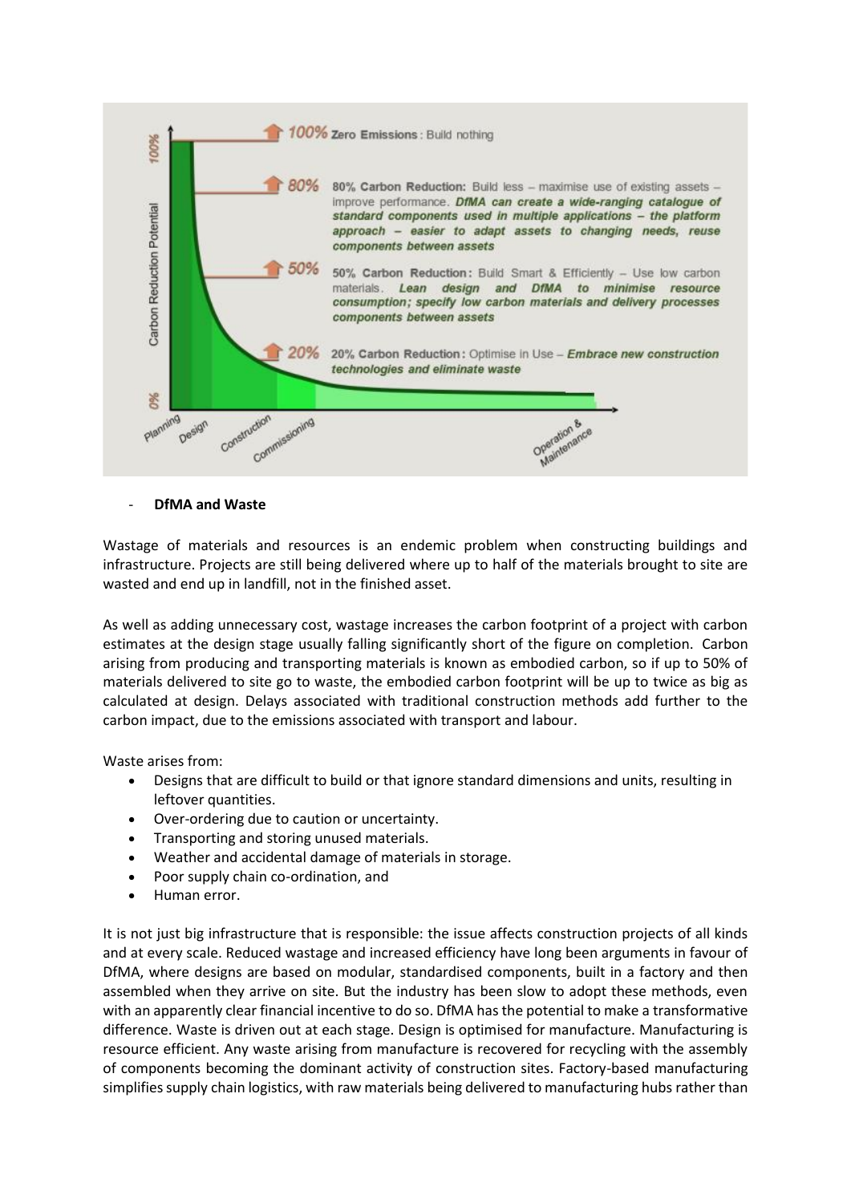100% Zero Emissions: Build nothing

80% Carbon Reduction: Build less – maximise use of existing assets – improve performance. ***DfMA can create a wide-ranging catalogue of standard components used in multiple applications – the platform approach – easier to adapt assets to changing needs, reuse components between assets***

50% Carbon Reduction: Build Smart & Efficiently – Use low carbon materials. ***Lean design and DfMA to minimise resource consumption; specify low carbon materials and delivery processes components between assets***

20% Carbon Reduction: Optimise in Use – ***Embrace new construction technologies and eliminate waste***

Carbon Reduction Potential: 0% – 100%

Planning, Design, Construction, Commissioning, Operation & Maintenance

- **DfMA and Waste**

Wastage of materials and resources is an endemic problem when constructing buildings and infrastructure. Projects are still being delivered where up to half of the materials brought to site are wasted and end up in landfill, not in the finished asset.

As well as adding unnecessary cost, wastage increases the carbon footprint of a project with carbon estimates at the design stage usually falling significantly short of the figure on completion. Carbon arising from producing and transporting materials is known as embodied carbon, so if up to 50% of materials delivered to site go to waste, the embodied carbon footprint will be up to twice as big as calculated at design. Delays associated with traditional construction methods add further to the carbon impact, due to the emissions associated with transport and labour.

Waste arises from:

- Designs that are difficult to build or that ignore standard dimensions and units, resulting in leftover quantities.
- Over-ordering due to caution or uncertainty.
- Transporting and storing unused materials.
- Weather and accidental damage of materials in storage.
- Poor supply chain co-ordination, and
- Human error.

It is not just big infrastructure that is responsible: the issue affects construction projects of all kinds and at every scale. Reduced wastage and increased efficiency have long been arguments in favour of DfMA, where designs are based on modular, standardised components, built in a factory and then assembled when they arrive on site. But the industry has been slow to adopt these methods, even with an apparently clear financial incentive to do so. DfMA has the potential to make a transformative difference. Waste is driven out at each stage. Design is optimised for manufacture. Manufacturing is resource efficient. Any waste arising from manufacture is recovered for recycling with the assembly of components becoming the dominant activity of construction sites. Factory-based manufacturing simplifies supply chain logistics, with raw materials being delivered to manufacturing hubs rather than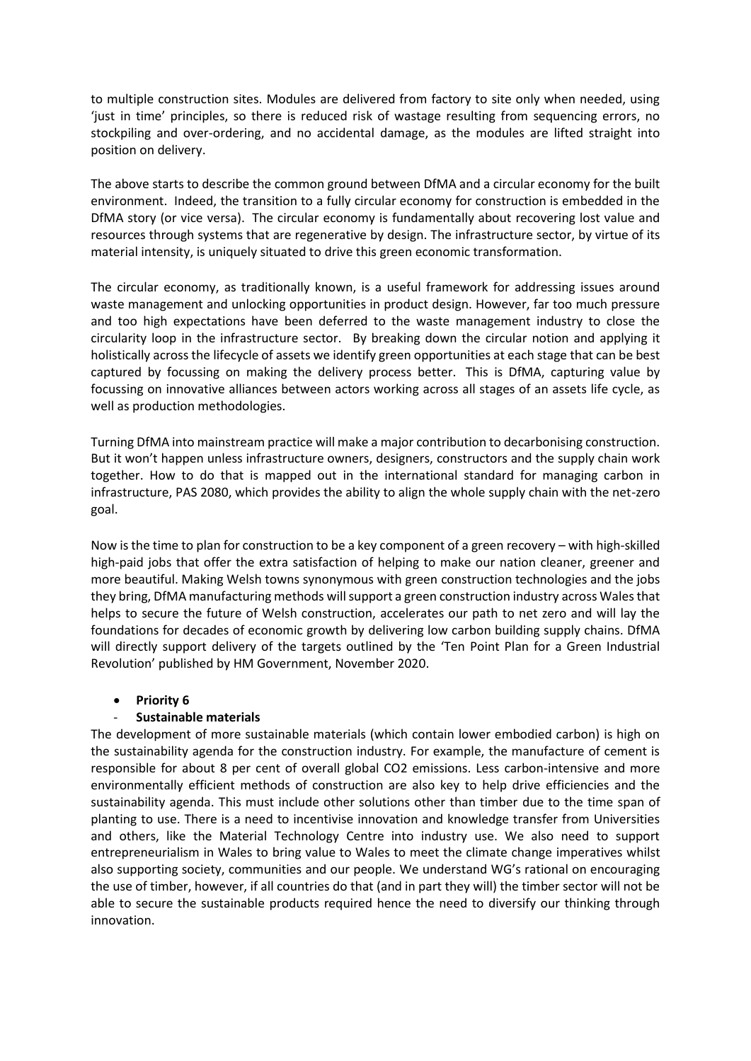to multiple construction sites. Modules are delivered from factory to site only when needed, using 'just in time' principles, so there is reduced risk of wastage resulting from sequencing errors, no stockpiling and over-ordering, and no accidental damage, as the modules are lifted straight into position on delivery.

The above starts to describe the common ground between DfMA and a circular economy for the built environment. Indeed, the transition to a fully circular economy for construction is embedded in the DfMA story (or vice versa). The circular economy is fundamentally about recovering lost value and resources through systems that are regenerative by design. The infrastructure sector, by virtue of its material intensity, is uniquely situated to drive this green economic transformation.

The circular economy, as traditionally known, is a useful framework for addressing issues around waste management and unlocking opportunities in product design. However, far too much pressure and too high expectations have been deferred to the waste management industry to close the circularity loop in the infrastructure sector. By breaking down the circular notion and applying it holistically across the lifecycle of assets we identify green opportunities at each stage that can be best captured by focussing on making the delivery process better. This is DfMA, capturing value by focussing on innovative alliances between actors working across all stages of an assets life cycle, as well as production methodologies.

Turning DfMA into mainstream practice will make a major contribution to decarbonising construction. But it won't happen unless infrastructure owners, designers, constructors and the supply chain work together. How to do that is mapped out in the international standard for managing carbon in infrastructure, PAS 2080, which provides the ability to align the whole supply chain with the net-zero goal.

Now is the time to plan for construction to be a key component of a green recovery – with high-skilled high-paid jobs that offer the extra satisfaction of helping to make our nation cleaner, greener and more beautiful. Making Welsh towns synonymous with green construction technologies and the jobs they bring, DfMA manufacturing methods will support a green construction industry across Wales that helps to secure the future of Welsh construction, accelerates our path to net zero and will lay the foundations for decades of economic growth by delivering low carbon building supply chains. DfMA will directly support delivery of the targets outlined by the 'Ten Point Plan for a Green Industrial Revolution' published by HM Government, November 2020.

- **Priority 6**
  - **Sustainable materials**

The development of more sustainable materials (which contain lower embodied carbon) is high on the sustainability agenda for the construction industry. For example, the manufacture of cement is responsible for about 8 per cent of overall global $CO_2$ emissions. Less carbon-intensive and more environmentally efficient methods of construction are also key to help drive efficiencies and the sustainability agenda. This must include other solutions other than timber due to the time span of planting to use. There is a need to incentivise innovation and knowledge transfer from Universities and others, like the Material Technology Centre into industry use. We also need to support entrepreneurialism in Wales to bring value to Wales to meet the climate change imperatives whilst also supporting society, communities and our people. We understand WG's rational on encouraging the use of timber, however, if all countries do that (and in part they will) the timber sector will not be able to secure the sustainable products required hence the need to diversify our thinking through innovation.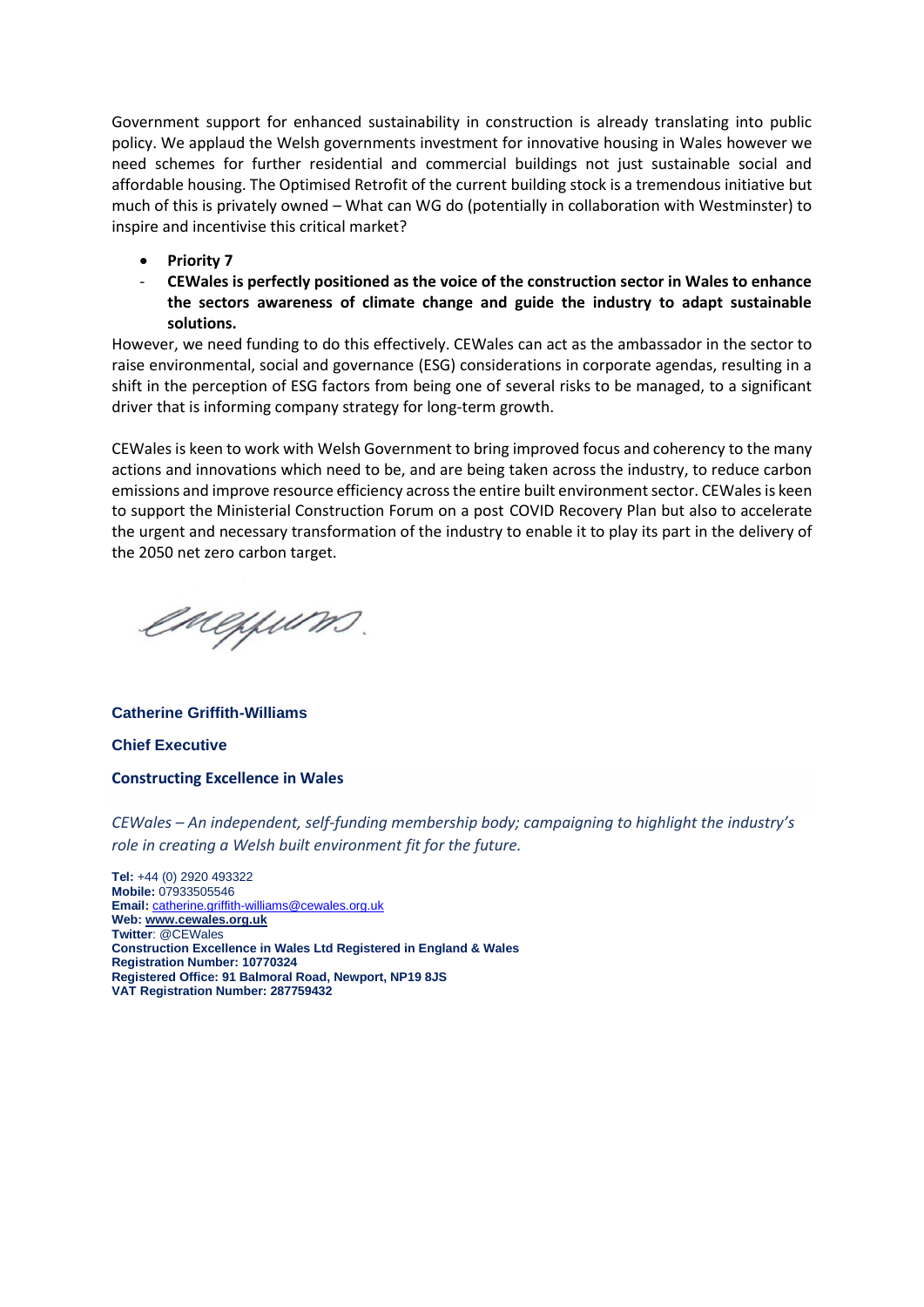Government support for enhanced sustainability in construction is already translating into public policy. We applaud the Welsh governments investment for innovative housing in Wales however we need schemes for further residential and commercial buildings not just sustainable social and affordable housing. The Optimised Retrofit of the current building stock is a tremendous initiative but much of this is privately owned – What can WG do (potentially in collaboration with Westminster) to inspire and incentivise this critical market?

- **Priority 7**

- **CEWales is perfectly positioned as the voice of the construction sector in Wales to enhance the sectors awareness of climate change and guide the industry to adapt sustainable solutions.**

However, we need funding to do this effectively. CEWales can act as the ambassador in the sector to raise environmental, social and governance (ESG) considerations in corporate agendas, resulting in a shift in the perception of ESG factors from being one of several risks to be managed, to a significant driver that is informing company strategy for long-term growth.

CEWales is keen to work with Welsh Government to bring improved focus and coherency to the many actions and innovations which need to be, and are being taken across the industry, to reduce carbon emissions and improve resource efficiency across the entire built environment sector. CEWales is keen to support the Ministerial Construction Forum on a post COVID Recovery Plan but also to accelerate the urgent and necessary transformation of the industry to enable it to play its part in the delivery of the 2050 net zero carbon target.

**Catherine Griffith-Williams**

**Chief Executive**

**Constructing Excellence in Wales**

*CEWales – An independent, self-funding membership body; campaigning to highlight the industry's role in creating a Welsh built environment fit for the future.*

**Tel:** +44 (0) 2920 493322
**Mobile:** 07933505546
**Email:** catherine.griffith-williams@cewales.org.uk
**Web:** **www.cewales.org.uk**
**Twitter**: @CEWales
**Construction Excellence in Wales Ltd Registered in England & Wales**
**Registration Number: 10770324**
**Registered Office: 91 Balmoral Road, Newport, NP19 8JS**
**VAT Registration Number: 287759432**